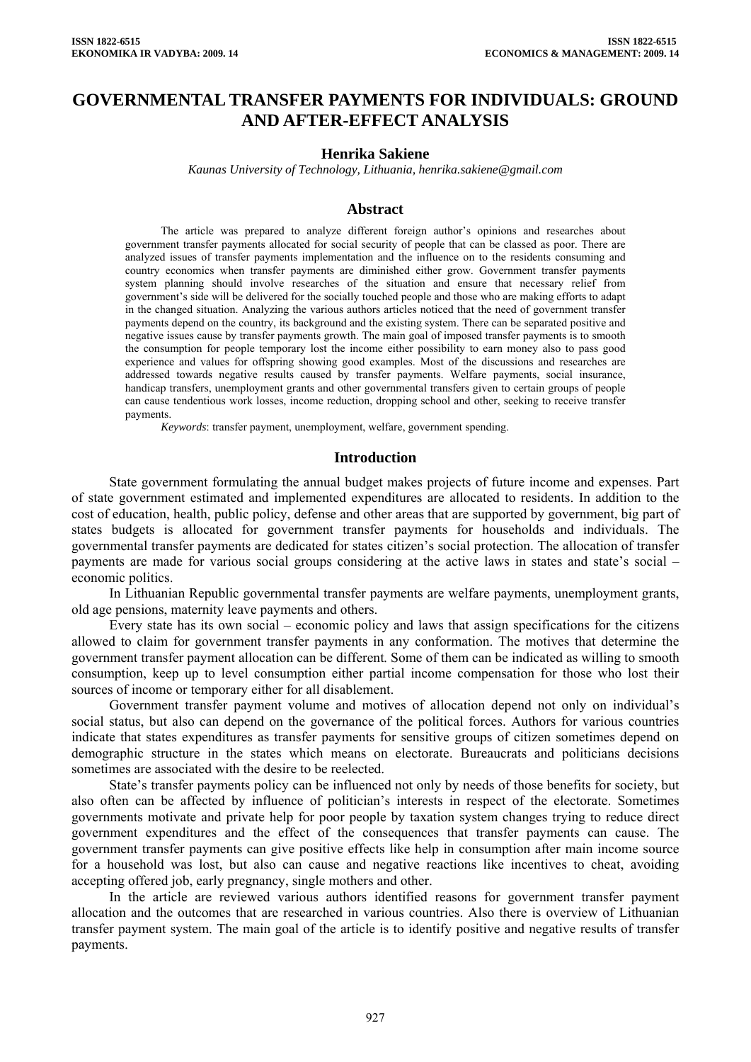# GOVERNMENTAL TRANSFER PAYMENTS FOR INDIVIDUALS: GROUND AND AFTER-EFFECT ANALYSIS

**Henrika Sakiene**

*Kaunas University of Technology, Lithuania, henrika.sakiene@gmail.com*

## Abstract

The article was prepared to analyze different foreign author's opinions and researches about government transfer payments allocated for social security of people that can be classed as poor. There are analyzed issues of transfer payments implementation and the influence on to the residents consuming and country economics when transfer payments are diminished either grow. Government transfer payments system planning should involve researches of the situation and ensure that necessary relief from government's side will be delivered for the socially touched people and those who are making efforts to adapt in the changed situation. Analyzing the various authors articles noticed that the need of government transfer payments depend on the country, its background and the existing system. There can be separated positive and negative issues cause by transfer payments growth. The main goal of imposed transfer payments is to smooth the consumption for people temporary lost the income either possibility to earn money also to pass good experience and values for offspring showing good examples. Most of the discussions and researches are addressed towards negative results caused by transfer payments. Welfare payments, social insurance, handicap transfers, unemployment grants and other governmental transfers given to certain groups of people can cause tendentious work losses, income reduction, dropping school and other, seeking to receive transfer payments.

*Keywords*: transfer payment, unemployment, welfare, government spending.

## Introduction

State government formulating the annual budget makes projects of future income and expenses. Part of state government estimated and implemented expenditures are allocated to residents. In addition to the cost of education, health, public policy, defense and other areas that are supported by government, big part of states budgets is allocated for government transfer payments for households and individuals. The governmental transfer payments are dedicated for states citizen's social protection. The allocation of transfer payments are made for various social groups considering at the active laws in states and state's social – economic politics.

In Lithuanian Republic governmental transfer payments are welfare payments, unemployment grants, old age pensions, maternity leave payments and others.

Every state has its own social – economic policy and laws that assign specifications for the citizens allowed to claim for government transfer payments in any conformation. The motives that determine the government transfer payment allocation can be different. Some of them can be indicated as willing to smooth consumption, keep up to level consumption either partial income compensation for those who lost their sources of income or temporary either for all disablement.

Government transfer payment volume and motives of allocation depend not only on individual's social status, but also can depend on the governance of the political forces. Authors for various countries indicate that states expenditures as transfer payments for sensitive groups of citizen sometimes depend on demographic structure in the states which means on electorate. Bureaucrats and politicians decisions sometimes are associated with the desire to be reelected.

State's transfer payments policy can be influenced not only by needs of those benefits for society, but also often can be affected by influence of politician's interests in respect of the electorate. Sometimes governments motivate and private help for poor people by taxation system changes trying to reduce direct government expenditures and the effect of the consequences that transfer payments can cause. The government transfer payments can give positive effects like help in consumption after main income source for a household was lost, but also can cause and negative reactions like incentives to cheat, avoiding accepting offered job, early pregnancy, single mothers and other.

In the article are reviewed various authors identified reasons for government transfer payment allocation and the outcomes that are researched in various countries. Also there is overview of Lithuanian transfer payment system. The main goal of the article is to identify positive and negative results of transfer payments.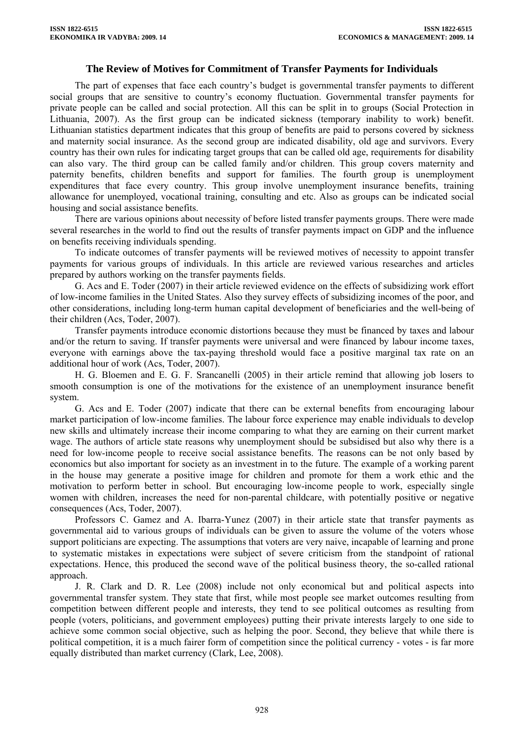## The Review of Motives for Commitment of Transfer Payments for Individuals

The part of expenses that face each country's budget is governmental transfer payments to different social groups that are sensitive to country's economy fluctuation. Governmental transfer payments for private people can be called and social protection. All this can be split in to groups (Social Protection in Lithuania, 2007). As the first group can be indicated sickness (temporary inability to work) benefit. Lithuanian statistics department indicates that this group of benefits are paid to persons covered by sickness and maternity social insurance. As the second group are indicated disability, old age and survivors. Every country has their own rules for indicating target groups that can be called old age, requirements for disability can also vary. The third group can be called family and/or children. This group covers maternity and paternity benefits, children benefits and support for families. The fourth group is unemployment expenditures that face every country. This group involve unemployment insurance benefits, training allowance for unemployed, vocational training, consulting and etc. Also as groups can be indicated social housing and social assistance benefits.

There are various opinions about necessity of before listed transfer payments groups. There were made several researches in the world to find out the results of transfer payments impact on GDP and the influence on benefits receiving individuals spending.

To indicate outcomes of transfer payments will be reviewed motives of necessity to appoint transfer payments for various groups of individuals. In this article are reviewed various researches and articles prepared by authors working on the transfer payments fields.

G. Acs and E. Toder (2007) in their article reviewed evidence on the effects of subsidizing work effort of low-income families in the United States. Also they survey effects of subsidizing incomes of the poor, and other considerations, including long-term human capital development of beneficiaries and the well-being of their children (Acs, Toder, 2007).

Transfer payments introduce economic distortions because they must be financed by taxes and labour and/or the return to saving. If transfer payments were universal and were financed by labour income taxes, everyone with earnings above the tax-paying threshold would face a positive marginal tax rate on an additional hour of work (Acs, Toder, 2007).

H. G. Bloemen and E. G. F. Srancanelli (2005) in their article remind that allowing job losers to smooth consumption is one of the motivations for the existence of an unemployment insurance benefit system.

G. Acs and E. Toder (2007) indicate that there can be external benefits from encouraging labour market participation of low-income families. The labour force experience may enable individuals to develop new skills and ultimately increase their income comparing to what they are earning on their current market wage. The authors of article state reasons why unemployment should be subsidised but also why there is a need for low-income people to receive social assistance benefits. The reasons can be not only based by economics but also important for society as an investment in to the future. The example of a working parent in the house may generate a positive image for children and promote for them a work ethic and the motivation to perform better in school. But encouraging low-income people to work, especially single women with children, increases the need for non-parental childcare, with potentially positive or negative consequences (Acs, Toder, 2007).

Professors C. Gamez and A. Ibarra-Yunez (2007) in their article state that transfer payments as governmental aid to various groups of individuals can be given to assure the volume of the voters whose support politicians are expecting. The assumptions that voters are very naive, incapable of learning and prone to systematic mistakes in expectations were subject of severe criticism from the standpoint of rational expectations. Hence, this produced the second wave of the political business theory, the so-called rational approach.

J. R. Clark and D. R. Lee (2008) include not only economical but and political aspects into governmental transfer system. They state that first, while most people see market outcomes resulting from competition between different people and interests, they tend to see political outcomes as resulting from people (voters, politicians, and government employees) putting their private interests largely to one side to achieve some common social objective, such as helping the poor. Second, they believe that while there is political competition, it is a much fairer form of competition since the political currency - votes - is far more equally distributed than market currency (Clark, Lee, 2008).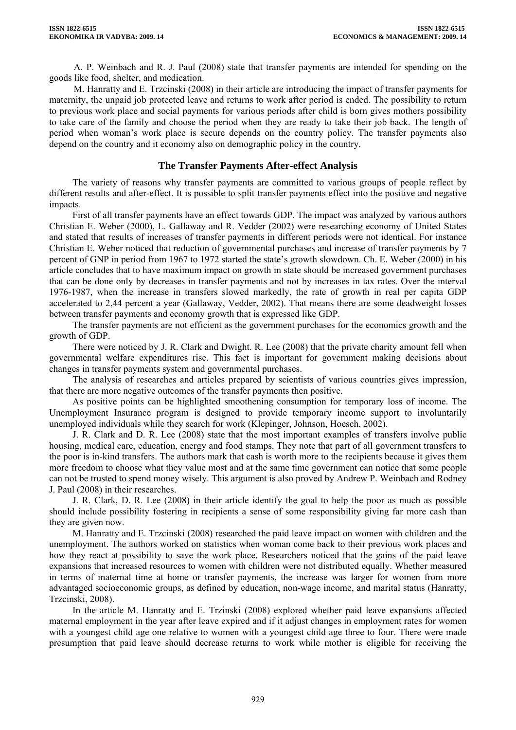A. P. Weinbach and R. J. Paul (2008) state that transfer payments are intended for spending on the goods like food, shelter, and medication.

M. Hanratty and E. Trzcinski (2008) in their article are introducing the impact of transfer payments for maternity, the unpaid job protected leave and returns to work after period is ended. The possibility to return to previous work place and social payments for various periods after child is born gives mothers possibility to take care of the family and choose the period when they are ready to take their job back. The length of period when woman's work place is secure depends on the country policy. The transfer payments also depend on the country and it economy also on demographic policy in the country.

## The Transfer Payments After-effect Analysis

The variety of reasons why transfer payments are committed to various groups of people reflect by different results and after-effect. It is possible to split transfer payments effect into the positive and negative impacts.

First of all transfer payments have an effect towards GDP. The impact was analyzed by various authors Christian E. Weber (2000), L. Gallaway and R. Vedder (2002) were researching economy of United States and stated that results of increases of transfer payments in different periods were not identical. For instance Christian E. Weber noticed that reduction of governmental purchases and increase of transfer payments by 7 percent of GNP in period from 1967 to 1972 started the state's growth slowdown. Ch. E. Weber (2000) in his article concludes that to have maximum impact on growth in state should be increased government purchases that can be done only by decreases in transfer payments and not by increases in tax rates. Over the interval 1976-1987, when the increase in transfers slowed markedly, the rate of growth in real per capita GDP accelerated to 2,44 percent a year (Gallaway, Vedder, 2002). That means there are some deadweight losses between transfer payments and economy growth that is expressed like GDP.

The transfer payments are not efficient as the government purchases for the economics growth and the growth of GDP.

There were noticed by J. R. Clark and Dwight. R. Lee (2008) that the private charity amount fell when governmental welfare expenditures rise. This fact is important for government making decisions about changes in transfer payments system and governmental purchases.

The analysis of researches and articles prepared by scientists of various countries gives impression, that there are more negative outcomes of the transfer payments then positive.

As positive points can be highlighted smoothening consumption for temporary loss of income. The Unemployment Insurance program is designed to provide temporary income support to involuntarily unemployed individuals while they search for work (Klepinger, Johnson, Hoesch, 2002).

J. R. Clark and D. R. Lee (2008) state that the most important examples of transfers involve public housing, medical care, education, energy and food stamps. They note that part of all government transfers to the poor is in-kind transfers. The authors mark that cash is worth more to the recipients because it gives them more freedom to choose what they value most and at the same time government can notice that some people can not be trusted to spend money wisely. This argument is also proved by Andrew P. Weinbach and Rodney J. Paul (2008) in their researches.

J. R. Clark, D. R. Lee (2008) in their article identify the goal to help the poor as much as possible should include possibility fostering in recipients a sense of some responsibility giving far more cash than they are given now.

M. Hanratty and E. Trzcinski (2008) researched the paid leave impact on women with children and the unemployment. The authors worked on statistics when woman come back to their previous work places and how they react at possibility to save the work place. Researchers noticed that the gains of the paid leave expansions that increased resources to women with children were not distributed equally. Whether measured in terms of maternal time at home or transfer payments, the increase was larger for women from more advantaged socioeconomic groups, as defined by education, non-wage income, and marital status (Hanratty, Trzcinski, 2008).

In the article M. Hanratty and E. Trzinski (2008) explored whether paid leave expansions affected maternal employment in the year after leave expired and if it adjust changes in employment rates for women with a youngest child age one relative to women with a youngest child age three to four. There were made presumption that paid leave should decrease returns to work while mother is eligible for receiving the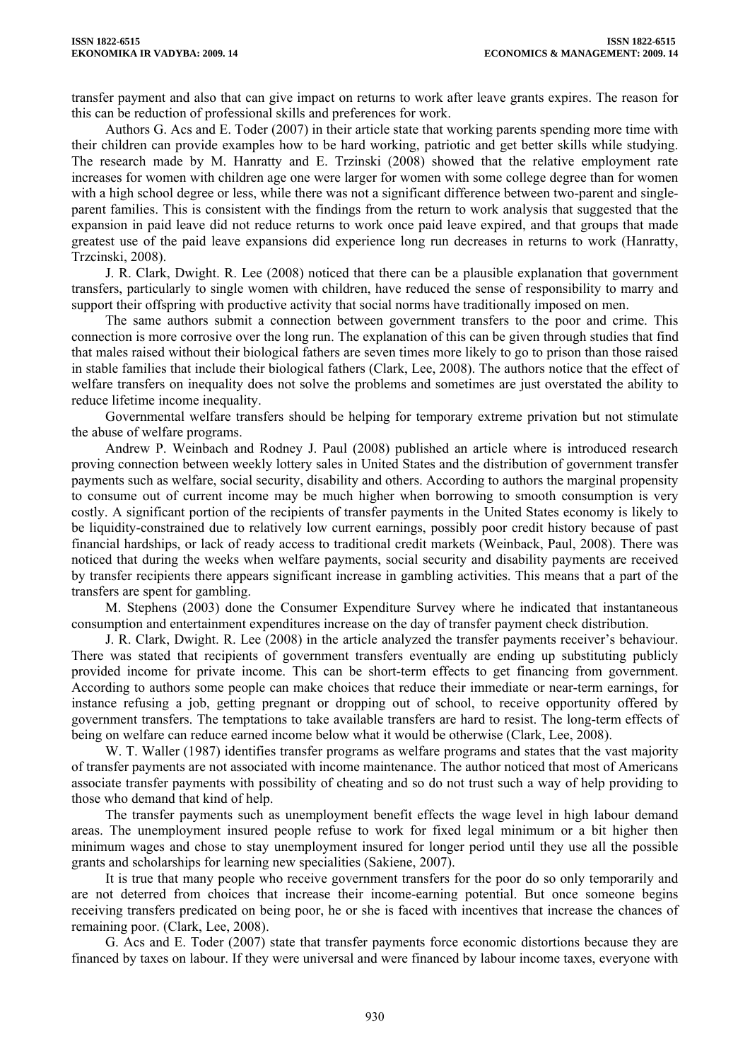transfer payment and also that can give impact on returns to work after leave grants expires. The reason for this can be reduction of professional skills and preferences for work.

Authors G. Acs and E. Toder (2007) in their article state that working parents spending more time with their children can provide examples how to be hard working, patriotic and get better skills while studying. The research made by M. Hanratty and E. Trzinski (2008) showed that the relative employment rate increases for women with children age one were larger for women with some college degree than for women with a high school degree or less, while there was not a significant difference between two-parent and single-parent families. This is consistent with the findings from the return to work analysis that suggested that the expansion in paid leave did not reduce returns to work once paid leave expired, and that groups that made greatest use of the paid leave expansions did experience long run decreases in returns to work (Hanratty, Trzcinski, 2008).

J. R. Clark, Dwight. R. Lee (2008) noticed that there can be a plausible explanation that government transfers, particularly to single women with children, have reduced the sense of responsibility to marry and support their offspring with productive activity that social norms have traditionally imposed on men.

The same authors submit a connection between government transfers to the poor and crime. This connection is more corrosive over the long run. The explanation of this can be given through studies that find that males raised without their biological fathers are seven times more likely to go to prison than those raised in stable families that include their biological fathers (Clark, Lee, 2008). The authors notice that the effect of welfare transfers on inequality does not solve the problems and sometimes are just overstated the ability to reduce lifetime income inequality.

Governmental welfare transfers should be helping for temporary extreme privation but not stimulate the abuse of welfare programs.

Andrew P. Weinbach and Rodney J. Paul (2008) published an article where is introduced research proving connection between weekly lottery sales in United States and the distribution of government transfer payments such as welfare, social security, disability and others. According to authors the marginal propensity to consume out of current income may be much higher when borrowing to smooth consumption is very costly. A significant portion of the recipients of transfer payments in the United States economy is likely to be liquidity-constrained due to relatively low current earnings, possibly poor credit history because of past financial hardships, or lack of ready access to traditional credit markets (Weinback, Paul, 2008). There was noticed that during the weeks when welfare payments, social security and disability payments are received by transfer recipients there appears significant increase in gambling activities. This means that a part of the transfers are spent for gambling.

M. Stephens (2003) done the Consumer Expenditure Survey where he indicated that instantaneous consumption and entertainment expenditures increase on the day of transfer payment check distribution.

J. R. Clark, Dwight. R. Lee (2008) in the article analyzed the transfer payments receiver's behaviour. There was stated that recipients of government transfers eventually are ending up substituting publicly provided income for private income. This can be short-term effects to get financing from government. According to authors some people can make choices that reduce their immediate or near-term earnings, for instance refusing a job, getting pregnant or dropping out of school, to receive opportunity offered by government transfers. The temptations to take available transfers are hard to resist. The long-term effects of being on welfare can reduce earned income below what it would be otherwise (Clark, Lee, 2008).

W. T. Waller (1987) identifies transfer programs as welfare programs and states that the vast majority of transfer payments are not associated with income maintenance. The author noticed that most of Americans associate transfer payments with possibility of cheating and so do not trust such a way of help providing to those who demand that kind of help.

The transfer payments such as unemployment benefit effects the wage level in high labour demand areas. The unemployment insured people refuse to work for fixed legal minimum or a bit higher then minimum wages and chose to stay unemployment insured for longer period until they use all the possible grants and scholarships for learning new specialities (Sakiene, 2007).

It is true that many people who receive government transfers for the poor do so only temporarily and are not deterred from choices that increase their income-earning potential. But once someone begins receiving transfers predicated on being poor, he or she is faced with incentives that increase the chances of remaining poor. (Clark, Lee, 2008).

G. Acs and E. Toder (2007) state that transfer payments force economic distortions because they are financed by taxes on labour. If they were universal and were financed by labour income taxes, everyone with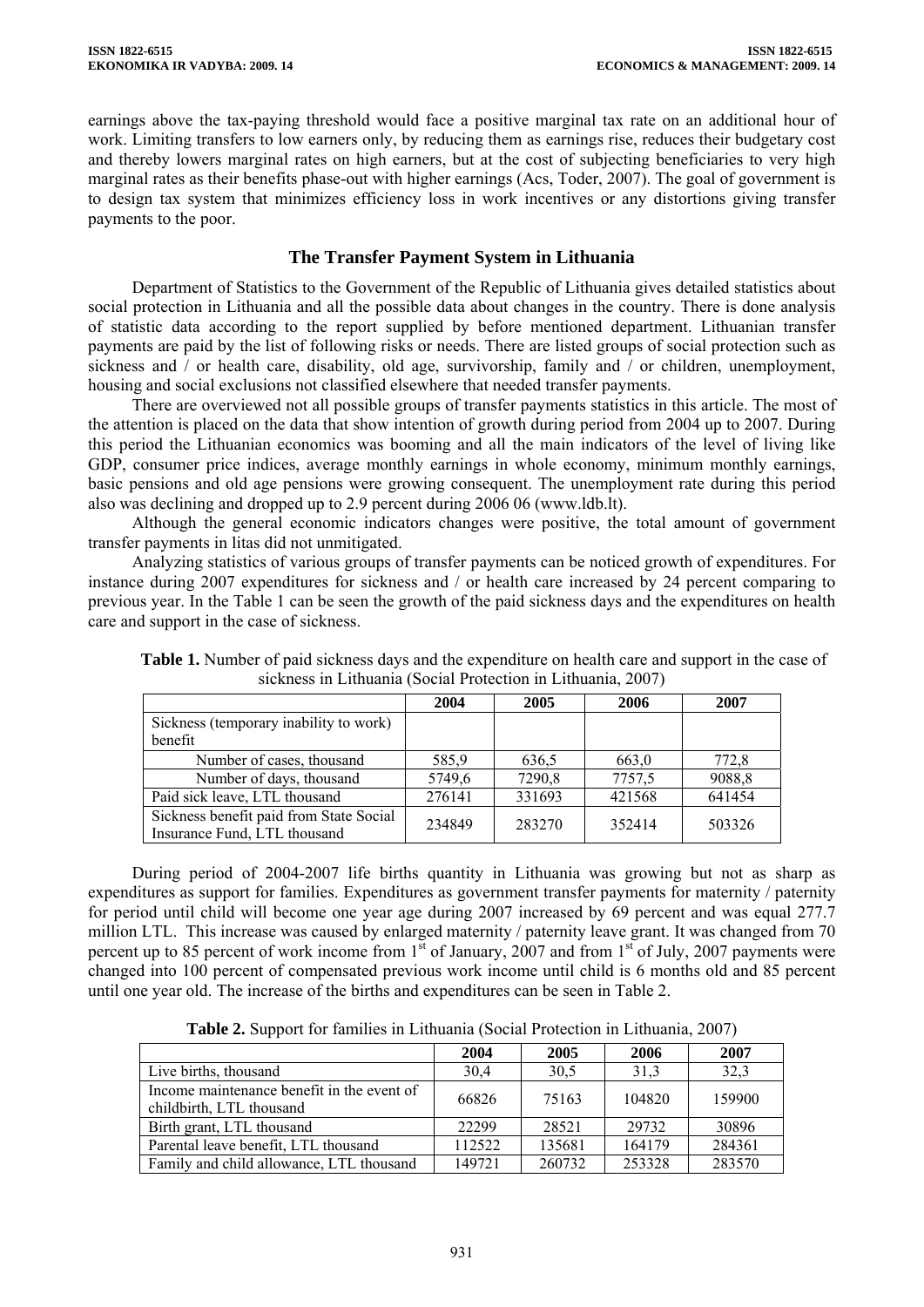earnings above the tax-paying threshold would face a positive marginal tax rate on an additional hour of work. Limiting transfers to low earners only, by reducing them as earnings rise, reduces their budgetary cost and thereby lowers marginal rates on high earners, but at the cost of subjecting beneficiaries to very high marginal rates as their benefits phase-out with higher earnings (Acs, Toder, 2007). The goal of government is to design tax system that minimizes efficiency loss in work incentives or any distortions giving transfer payments to the poor.

## The Transfer Payment System in Lithuania

Department of Statistics to the Government of the Republic of Lithuania gives detailed statistics about social protection in Lithuania and all the possible data about changes in the country. There is done analysis of statistic data according to the report supplied by before mentioned department. Lithuanian transfer payments are paid by the list of following risks or needs. There are listed groups of social protection such as sickness and / or health care, disability, old age, survivorship, family and / or children, unemployment, housing and social exclusions not classified elsewhere that needed transfer payments.

There are overviewed not all possible groups of transfer payments statistics in this article. The most of the attention is placed on the data that show intention of growth during period from 2004 up to 2007. During this period the Lithuanian economics was booming and all the main indicators of the level of living like GDP, consumer price indices, average monthly earnings in whole economy, minimum monthly earnings, basic pensions and old age pensions were growing consequent. The unemployment rate during this period also was declining and dropped up to 2.9 percent during 2006 06 (www.ldb.lt).

Although the general economic indicators changes were positive, the total amount of government transfer payments in litas did not unmitigated.

Analyzing statistics of various groups of transfer payments can be noticed growth of expenditures. For instance during 2007 expenditures for sickness and / or health care increased by 24 percent comparing to previous year. In the Table 1 can be seen the growth of the paid sickness days and the expenditures on health care and support in the case of sickness.

**Table 1.** Number of paid sickness days and the expenditure on health care and support in the case of sickness in Lithuania (Social Protection in Lithuania, 2007)

| | 2004 | 2005 | 2006 | 2007 |
|---|---|---|---|---|
| Sickness (temporary inability to work) benefit | | | | |
| Number of cases, thousand | 585,9 | 636,5 | 663,0 | 772,8 |
| Number of days, thousand | 5749,6 | 7290,8 | 7757,5 | 9088,8 |
| Paid sick leave, LTL thousand | 276141 | 331693 | 421568 | 641454 |
| Sickness benefit paid from State Social Insurance Fund, LTL thousand | 234849 | 283270 | 352414 | 503326 |

During period of 2004-2007 life births quantity in Lithuania was growing but not as sharp as expenditures as support for families. Expenditures as government transfer payments for maternity / paternity for period until child will become one year age during 2007 increased by 69 percent and was equal 277.7 million LTL. This increase was caused by enlarged maternity / paternity leave grant. It was changed from 70 percent up to 85 percent of work income from 1st of January, 2007 and from 1st of July, 2007 payments were changed into 100 percent of compensated previous work income until child is 6 months old and 85 percent until one year old. The increase of the births and expenditures can be seen in Table 2.

**Table 2.** Support for families in Lithuania (Social Protection in Lithuania, 2007)

| | 2004 | 2005 | 2006 | 2007 |
|---|---|---|---|---|
| Live births, thousand | 30,4 | 30,5 | 31,3 | 32,3 |
| Income maintenance benefit in the event of childbirth, LTL thousand | 66826 | 75163 | 104820 | 159900 |
| Birth grant, LTL thousand | 22299 | 28521 | 29732 | 30896 |
| Parental leave benefit, LTL thousand | 112522 | 135681 | 164179 | 284361 |
| Family and child allowance, LTL thousand | 149721 | 260732 | 253328 | 283570 |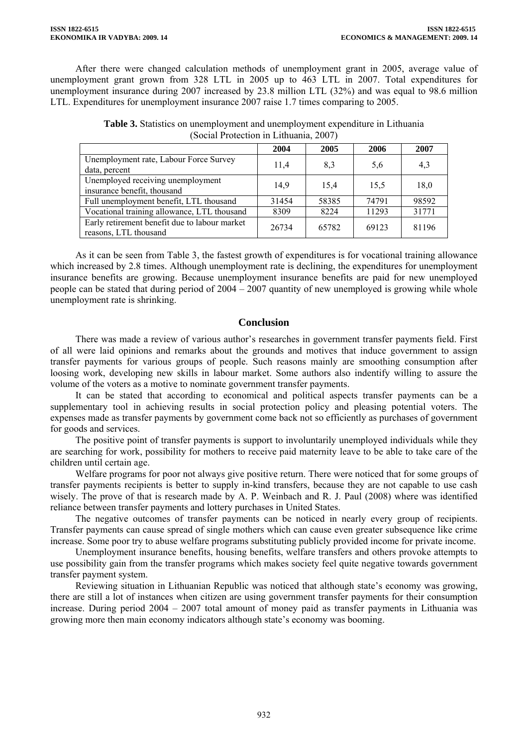After there were changed calculation methods of unemployment grant in 2005, average value of unemployment grant grown from 328 LTL in 2005 up to 463 LTL in 2007. Total expenditures for unemployment insurance during 2007 increased by 23.8 million LTL (32%) and was equal to 98.6 million LTL. Expenditures for unemployment insurance 2007 raise 1.7 times comparing to 2005.

**Table 3.** Statistics on unemployment and unemployment expenditure in Lithuania (Social Protection in Lithuania, 2007)

| | 2004 | 2005 | 2006 | 2007 |
|---|---|---|---|---|
| Unemployment rate, Labour Force Survey data, percent | 11,4 | 8,3 | 5,6 | 4,3 |
| Unemployed receiving unemployment insurance benefit, thousand | 14,9 | 15,4 | 15,5 | 18,0 |
| Full unemployment benefit, LTL thousand | 31454 | 58385 | 74791 | 98592 |
| Vocational training allowance, LTL thousand | 8309 | 8224 | 11293 | 31771 |
| Early retirement benefit due to labour market reasons, LTL thousand | 26734 | 65782 | 69123 | 81196 |

As it can be seen from Table 3, the fastest growth of expenditures is for vocational training allowance which increased by 2.8 times. Although unemployment rate is declining, the expenditures for unemployment insurance benefits are growing. Because unemployment insurance benefits are paid for new unemployed people can be stated that during period of 2004 – 2007 quantity of new unemployed is growing while whole unemployment rate is shrinking.

## Conclusion

There was made a review of various author's researches in government transfer payments field. First of all were laid opinions and remarks about the grounds and motives that induce government to assign transfer payments for various groups of people. Such reasons mainly are smoothing consumption after loosing work, developing new skills in labour market. Some authors also indentify willing to assure the volume of the voters as a motive to nominate government transfer payments.

It can be stated that according to economical and political aspects transfer payments can be a supplementary tool in achieving results in social protection policy and pleasing potential voters. The expenses made as transfer payments by government come back not so efficiently as purchases of government for goods and services.

The positive point of transfer payments is support to involuntarily unemployed individuals while they are searching for work, possibility for mothers to receive paid maternity leave to be able to take care of the children until certain age.

Welfare programs for poor not always give positive return. There were noticed that for some groups of transfer payments recipients is better to supply in-kind transfers, because they are not capable to use cash wisely. The prove of that is research made by A. P. Weinbach and R. J. Paul (2008) where was identified reliance between transfer payments and lottery purchases in United States.

The negative outcomes of transfer payments can be noticed in nearly every group of recipients. Transfer payments can cause spread of single mothers which can cause even greater subsequence like crime increase. Some poor try to abuse welfare programs substituting publicly provided income for private income.

Unemployment insurance benefits, housing benefits, welfare transfers and others provoke attempts to use possibility gain from the transfer programs which makes society feel quite negative towards government transfer payment system.

Reviewing situation in Lithuanian Republic was noticed that although state's economy was growing, there are still a lot of instances when citizen are using government transfer payments for their consumption increase. During period 2004 – 2007 total amount of money paid as transfer payments in Lithuania was growing more then main economy indicators although state's economy was booming.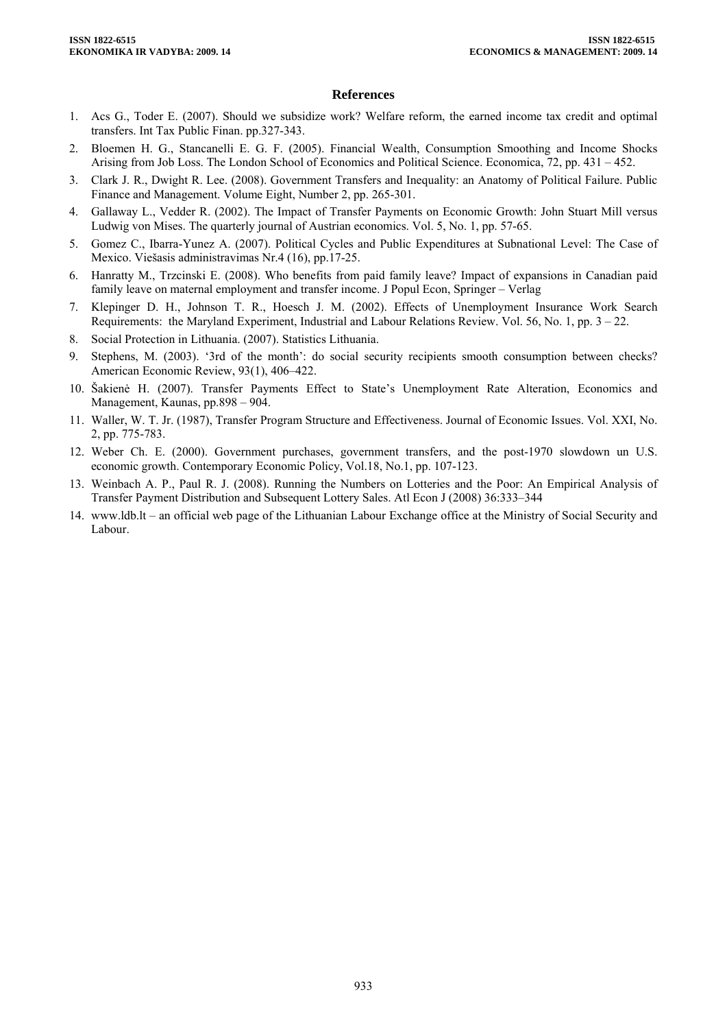## References

1. Acs G., Toder E. (2007). Should we subsidize work? Welfare reform, the earned income tax credit and optimal transfers. Int Tax Public Finan. pp.327-343.
2. Bloemen H. G., Stancanelli E. G. F. (2005). Financial Wealth, Consumption Smoothing and Income Shocks Arising from Job Loss. The London School of Economics and Political Science. Economica, 72, pp. 431 – 452.
3. Clark J. R., Dwight R. Lee. (2008). Government Transfers and Inequality: an Anatomy of Political Failure. Public Finance and Management. Volume Eight, Number 2, pp. 265-301.
4. Gallaway L., Vedder R. (2002). The Impact of Transfer Payments on Economic Growth: John Stuart Mill versus Ludwig von Mises. The quarterly journal of Austrian economics. Vol. 5, No. 1, pp. 57-65.
5. Gomez C., Ibarra-Yunez A. (2007). Political Cycles and Public Expenditures at Subnational Level: The Case of Mexico. Viešasis administravimas Nr.4 (16), pp.17-25.
6. Hanratty M., Trzcinski E. (2008). Who benefits from paid family leave? Impact of expansions in Canadian paid family leave on maternal employment and transfer income. J Popul Econ, Springer – Verlag
7. Klepinger D. H., Johnson T. R., Hoesch J. M. (2002). Effects of Unemployment Insurance Work Search Requirements: the Maryland Experiment, Industrial and Labour Relations Review. Vol. 56, No. 1, pp. 3 – 22.
8. Social Protection in Lithuania. (2007). Statistics Lithuania.
9. Stephens, M. (2003). '3rd of the month': do social security recipients smooth consumption between checks? American Economic Review, 93(1), 406–422.
10. Šakienė H. (2007). Transfer Payments Effect to State's Unemployment Rate Alteration, Economics and Management, Kaunas, pp.898 – 904.
11. Waller, W. T. Jr. (1987), Transfer Program Structure and Effectiveness. Journal of Economic Issues. Vol. XXI, No. 2, pp. 775-783.
12. Weber Ch. E. (2000). Government purchases, government transfers, and the post-1970 slowdown un U.S. economic growth. Contemporary Economic Policy, Vol.18, No.1, pp. 107-123.
13. Weinbach A. P., Paul R. J. (2008). Running the Numbers on Lotteries and the Poor: An Empirical Analysis of Transfer Payment Distribution and Subsequent Lottery Sales. Atl Econ J (2008) 36:333–344
14. www.ldb.lt – an official web page of the Lithuanian Labour Exchange office at the Ministry of Social Security and Labour.